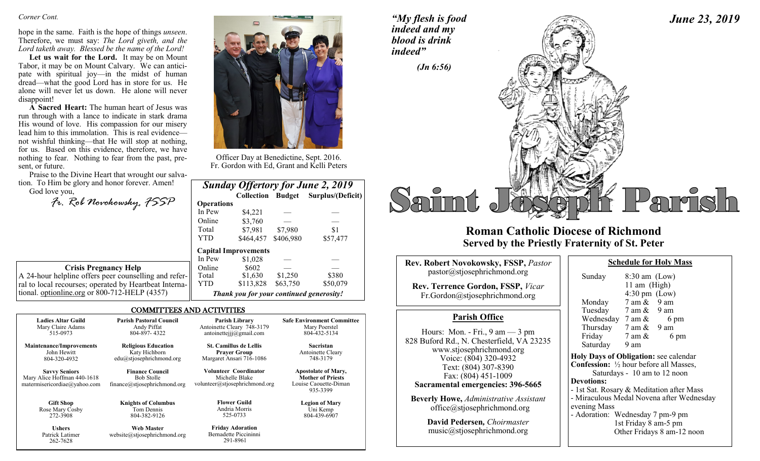*Corner Cont.*

hope in the same. Faith is the hope of things *unseen*. Therefore, we must say: *The Lord giveth, and the Lord taketh away. Blessed be the name of the Lord!*

**Let us wait for the Lord.** It may be on Mount Tabor, it may be on Mount Calvary. We can anticipate with spiritual joy—in the midst of human dread—what the good Lord has in store for us. He alone will never let us down. He alone will never disappoint!

**A Sacred Heart:** The human heart of Jesus was run through with a lance to indicate in stark drama His wound of love. His compassion for our misery lead him to this immolation. This is real evidence—not wishful thinking—that He will stop at nothing, for us. Based on this evidence, therefore, we have nothing to fear. Nothing to fear from the past, present, or future.

Praise to the Divine Heart that wrought our salvation. To Him be glory and honor forever. Amen!

God love you,

*Fr. Rob Novokowsky, FSSP*

Officer Day at Benedictine, Sept. 2016.
Fr. Gordon with Ed, Grant and Kelli Peters

**Crisis Pregnancy Help**

A 24-hour helpline offers peer counselling and referral to local recourses; operated by Heartbeat International. optionline.org or 800-712-HELP (4357)

## Sunday Offertory for June 2, 2019

| | Collection | Budget | Surplus/(Deficit) |
|---|---|---|---|
| **Operations** | | | |
| In Pew | $4,221 | — | — |
| Online | $3,760 | — | — |
| Total | $7,981 | $7,980 | $1 |
| YTD | $464,457 | $406,980 | $57,477 |
| **Capital Improvements** | | | |
| In Pew | $1,028 | — | — |
| Online | $602 | — | — |
| Total | $1,630 | $1,250 | $380 |
| YTD | $113,828 | $63,750 | $50,079 |

***Thank you for your continued generosity!***

## COMMITTEES AND ACTIVITIES

| | | | |
|---|---|---|---|
| **Ladies Altar Guild**<br>Mary Claire Adams<br>515-0973 | **Parish Pastoral Council**<br>Andy Piffat<br>804-897- 4322 | **Parish Library**<br>Antoinette Cleary 748-3179<br>antoinettejjj@gmail.com | **Safe Environment Committee**<br>Mary Poerstel<br>804-432-5134 |
| **Maintenance/Improvements**<br>John Hewitt<br>804-320-4932 | **Religious Education**<br>Katy Hichborn<br>edu@stjosephrichmond.org | **St. Camillus de Lellis Prayer Group**<br>Margaret Ansari 716-1086 | **Sacristan**<br>Antoinette Cleary<br>748-3179 |
| **Savvy Seniors**<br>Mary Alice Hoffman 440-1618<br>matermisericordiae@yahoo.com | **Finance Council**<br>Bob Stolle<br>finance@stjosephrichmond.org | **Volunteer Coordinator**<br>Michelle Blake<br>volunteer@stjosephrichmond.org | **Apostolate of Mary, Mother of Priests**<br>Louise Caouette-Diman<br>935-3399 |
| **Gift Shop**<br>Rose Mary Cosby<br>272-3908 | **Knights of Columbus**<br>Tom Dennis<br>804-382-9126 | **Flower Guild**<br>Andria Morris<br>525-0733 | **Legion of Mary**<br>Uni Kemp<br>804-439-6907 |
| **Ushers**<br>Patrick Latimer<br>262-7628 | **Web Master**<br>website@stjosephrichmond.org | **Friday Adoration**<br>Bernadette Piccininni<br>291-8961 | |

*"My flesh is food indeed and my blood is drink indeed"*

*(Jn 6:56)*

***June 23, 2019***

# Saint Joseph Parish

## Roman Catholic Diocese of Richmond
## Served by the Priestly Fraternity of St. Peter

**Rev. Robert Novokowsky, FSSP,** *Pastor*
pastor@stjosephrichmond.org

**Rev. Terrence Gordon, FSSP,** *Vicar*
Fr.Gordon@stjosephrichmond.org

### Parish Office

Hours: Mon. - Fri., 9 am — 3 pm
828 Buford Rd., N. Chesterfield, VA 23235
www.stjosephrichmond.org
Voice: (804) 320-4932
Text: (804) 307-8390
Fax: (804) 451-1009
**Sacramental emergencies: 396-5665**

**Beverly Howe,** *Administrative Assistant*
office@stjosephrichmond.org

**David Pedersen,** *Choirmaster*
music@stjosephrichmond.org

### Schedule for Holy Mass

| | |
|---|---|
| Sunday | 8:30 am (Low)<br>11 am (High)<br>4:30 pm (Low) |
| Monday | 7 am & 9 am |
| Tuesday | 7 am & 9 am |
| Wednesday | 7 am & 6 pm |
| Thursday | 7 am & 9 am |
| Friday | 7 am & 6 pm |
| Saturday | 9 am |

**Holy Days of Obligation:** see calendar

**Confession:** ½ hour before all Masses, Saturdays - 10 am to 12 noon

**Devotions:**
- 1st Sat. Rosary & Meditation after Mass
- Miraculous Medal Novena after Wednesday evening Mass
- Adoration: Wednesday 7 pm-9 pm
  1st Friday 8 am-5 pm
  Other Fridays 8 am-12 noon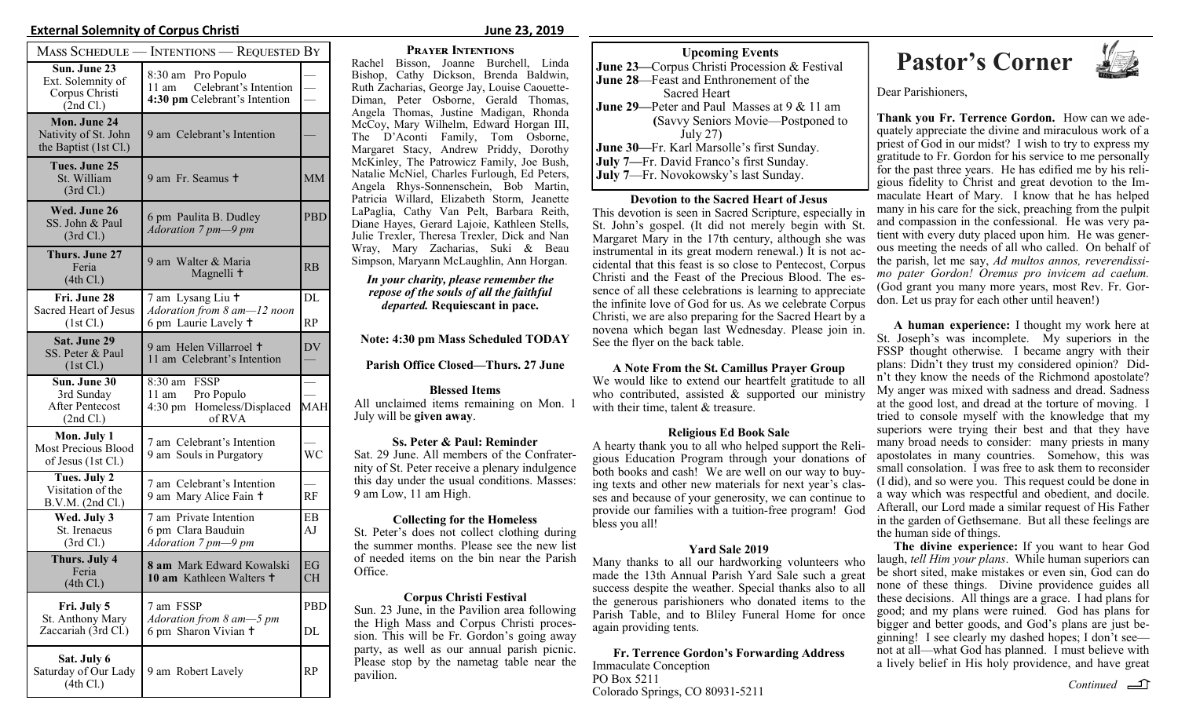**External Solemnity of Corpus Christi** **June 23, 2019**

| Mass Schedule — Intentions — Requested By | | |
|---|---|---|
| **Sun. June 23** Ext. Solemnity of Corpus Christi (2nd Cl.) | 8:30 am Pro Populo<br>11 am Celebrant's Intention<br>**4:30 pm** Celebrant's Intention | —<br>—<br>— |
| **Mon. June 24** Nativity of St. John the Baptist (1st Cl.) | 9 am Celebrant's Intention | — |
| **Tues. June 25** St. William (3rd Cl.) | 9 am Fr. Seamus ✝ | MM |
| **Wed. June 26** SS. John & Paul (3rd Cl.) | 6 pm Paulita B. Dudley<br>*Adoration 7 pm—9 pm* | PBD |
| **Thurs. June 27** Feria (4th Cl.) | 9 am Walter & Maria Magnelli ✝ | RB |
| **Fri. June 28** Sacred Heart of Jesus (1st Cl.) | 7 am Lysang Liu ✝<br>*Adoration from 8 am—12 noon*<br>6 pm Laurie Lavely ✝ | DL<br><br>RP |
| **Sat. June 29** SS. Peter & Paul (1st Cl.) | 9 am Helen Villarroel ✝<br>11 am Celebrant's Intention | DV<br>— |
| **Sun. June 30** 3rd Sunday After Pentecost (2nd Cl.) | 8:30 am FSSP<br>11 am Pro Populo<br>4:30 pm Homeless/Displaced of RVA | —<br>—<br>MAH |
| **Mon. July 1** Most Precious Blood of Jesus (1st Cl.) | 7 am Celebrant's Intention<br>9 am Souls in Purgatory | —<br>WC |
| **Tues. July 2** Visitation of the B.V.M. (2nd Cl.) | 7 am Celebrant's Intention<br>9 am Mary Alice Fain ✝ | —<br>RF |
| **Wed. July 3** St. Irenaeus (3rd Cl.) | 7 am Private Intention<br>6 pm Clara Bauduin<br>*Adoration 7 pm—9 pm* | EB<br>AJ |
| **Thurs. July 4** Feria (4th Cl.) | **8 am** Mark Edward Kowalski<br>**10 am** Kathleen Walters ✝ | EG<br>CH |
| **Fri. July 5** St. Anthony Mary Zaccariah (3rd Cl.) | 7 am FSSP<br>*Adoration from 8 am—5 pm*<br>6 pm Sharon Vivian ✝ | PBD<br><br>DL |
| **Sat. July 6** Saturday of Our Lady (4th Cl.) | 9 am Robert Lavely | RP |

### Prayer Intentions

Rachel Bisson, Joanne Burchell, Linda Bishop, Cathy Dickson, Brenda Baldwin, Ruth Zacharias, George Jay, Louise Caouette-Diman, Peter Osborne, Gerald Thomas, Angela Thomas, Justine Madigan, Rhonda McCoy, Mary Wilhelm, Edward Horgan III, The D'Aconti Family, Tom Osborne, Margaret Stacy, Andrew Priddy, Dorothy McKinley, The Patrowicz Family, Joe Bush, Natalie McNiel, Charles Furlough, Ed Peters, Angela Rhys-Sonnenschein, Bob Martin, Patricia Willard, Elizabeth Storm, Jeanette LaPaglia, Cathy Van Pelt, Barbara Reith, Diane Hayes, Gerard Lajoie, Kathleen Stells, Julie Trexler, Theresa Trexler, Dick and Nan Wray, Mary Zacharias, Suki & Beau Simpson, Maryann McLaughlin, Ann Horgan.

***In your charity, please remember the repose of the souls of all the faithful departed.* Requiescant in pace.**

**Note: 4:30 pm Mass Scheduled TODAY**

**Parish Office Closed—Thurs. 27 June**

#### Blessed Items

All unclaimed items remaining on Mon. 1 July will be **given away**.

#### Ss. Peter & Paul: Reminder

Sat. 29 June. All members of the Confraternity of St. Peter receive a plenary indulgence this day under the usual conditions. Masses: 9 am Low, 11 am High.

#### Collecting for the Homeless

St. Peter's does not collect clothing during the summer months. Please see the new list of needed items on the bin near the Parish Office.

#### Corpus Christi Festival

Sun. 23 June, in the Pavilion area following the High Mass and Corpus Christi procession. This will be Fr. Gordon's going away party, as well as our annual parish picnic. Please stop by the nametag table near the pavilion.

#### Upcoming Events

**June 23—**Corpus Christi Procession & Festival
**June 28**—Feast and Enthronement of the Sacred Heart
**June 29—**Peter and Paul Masses at 9 & 11 am **(**Savvy Seniors Movie—Postponed to July 27)
**June 30—**Fr. Karl Marsolle's first Sunday.
**July 7—**Fr. David Franco's first Sunday.
**July 7**—Fr. Novokowsky's last Sunday.

#### Devotion to the Sacred Heart of Jesus

This devotion is seen in Sacred Scripture, especially in St. John's gospel. (It did not merely begin with St. Margaret Mary in the 17th century, although she was instrumental in its great modern renewal.) It is not accidental that this feast is so close to Pentecost, Corpus Christi and the Feast of the Precious Blood. The essence of all these celebrations is learning to appreciate the infinite love of God for us. As we celebrate Corpus Christi, we are also preparing for the Sacred Heart by a novena which began last Wednesday. Please join in. See the flyer on the back table.

#### A Note From the St. Camillus Prayer Group

We would like to extend our heartfelt gratitude to all who contributed, assisted & supported our ministry with their time, talent & treasure.

#### Religious Ed Book Sale

A hearty thank you to all who helped support the Religious Education Program through your donations of both books and cash! We are well on our way to buying texts and other new materials for next year's classes and because of your generosity, we can continue to provide our families with a tuition-free program! God bless you all!

#### Yard Sale 2019

Many thanks to all our hardworking volunteers who made the 13th Annual Parish Yard Sale such a great success despite the weather. Special thanks also to all the generous parishioners who donated items to the Parish Table, and to Bliley Funeral Home for once again providing tents.

#### Fr. Terrence Gordon's Forwarding Address

Immaculate Conception
PO Box 5211
Colorado Springs, CO 80931-5211

# Pastor's Corner

Dear Parishioners,

**Thank you Fr. Terrence Gordon.** How can we adequately appreciate the divine and miraculous work of a priest of God in our midst? I wish to try to express my gratitude to Fr. Gordon for his service to me personally for the past three years. He has edified me by his religious fidelity to Christ and great devotion to the Immaculate Heart of Mary. I know that he has helped many in his care for the sick, preaching from the pulpit and compassion in the confessional. He was very patient with every duty placed upon him. He was generous meeting the needs of all who called. On behalf of the parish, let me say, *Ad multos annos, reverendissimo pater Gordon! Oremus pro invicem ad caelum.* (God grant you many more years, most Rev. Fr. Gordon. Let us pray for each other until heaven!)

**A human experience:** I thought my work here at St. Joseph's was incomplete. My superiors in the FSSP thought otherwise. I became angry with their plans: Didn't they trust my considered opinion? Didn't they know the needs of the Richmond apostolate? My anger was mixed with sadness and dread. Sadness at the good lost, and dread at the torture of moving. I tried to console myself with the knowledge that my superiors were trying their best and that they have many broad needs to consider: many priests in many apostolates in many countries. Somehow, this was small consolation. I was free to ask them to reconsider (I did), and so were you. This request could be done in a way which was respectful and obedient, and docile. Afterall, our Lord made a similar request of His Father in the garden of Gethsemane. But all these feelings are the human side of things.

**The divine experience:** If you want to hear God laugh, *tell Him your plans*. While human superiors can be short sited, make mistakes or even sin, God can do none of these things. Divine providence guides all these decisions. All things are a grace. I had plans for good; and my plans were ruined. God has plans for bigger and better goods, and God's plans are just beginning! I see clearly my dashed hopes; I don't see—not at all—what God has planned. I must believe with a lively belief in His holy providence, and have great

*Continued*